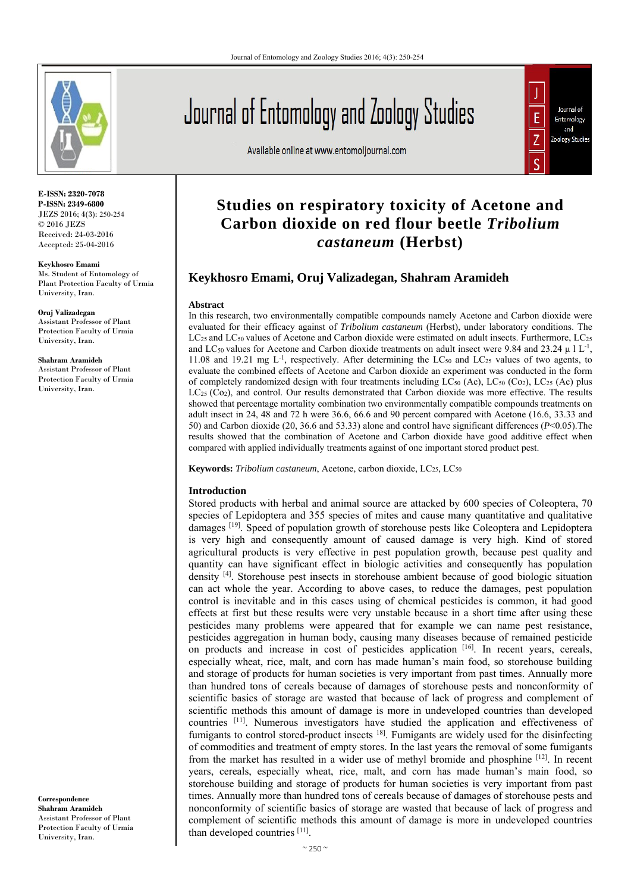# Studies on respiratory toxicity of Acetone and Carbon dioxide on red flour beetle *Tribolium castaneum* (Herbst)

**Keykhosro Emami, Oruj Valizadegan, Shahram Aramideh**

E-ISSN: 2320-7078
P-ISSN: 2349-6800
JEZS 2016; 4(3): 250-254
© 2016 JEZS
Received: 24-03-2016
Accepted: 25-04-2016

**Keykhosro Emami**
Ms. Student of Entomology of Plant Protection Faculty of Urmia University, Iran.

**Oruj Valizadegan**
Assistant Professor of Plant Protection Faculty of Urmia University, Iran.

**Shahram Aramideh**
Assistant Professor of Plant Protection Faculty of Urmia University, Iran.

**Correspondence**
**Shahram Aramideh**
Assistant Professor of Plant Protection Faculty of Urmia University, Iran.

### Abstract

In this research, two environmentally compatible compounds namely Acetone and Carbon dioxide were evaluated for their efficacy against of *Tribolium castaneum* (Herbst), under laboratory conditions. The $LC_{25}$ and $LC_{50}$ values of Acetone and Carbon dioxide were estimated on adult insects. Furthermore, $LC_{25}$ and $LC_{50}$ values for Acetone and Carbon dioxide treatments on adult insect were 9.84 and 23.24 $\mu$ l $L^{-1}$, 11.08 and 19.21 mg $L^{-1}$, respectively. After determining the $LC_{50}$ and $LC_{25}$ values of two agents, to evaluate the combined effects of Acetone and Carbon dioxide an experiment was conducted in the form of completely randomized design with four treatments including $LC_{50}$ (Ac), $LC_{50}$ ($Co_2$), $LC_{25}$ (Ac) plus $LC_{25}$ ($Co_2$), and control. Our results demonstrated that Carbon dioxide was more effective. The results showed that percentage mortality combination two environmentally compatible compounds treatments on adult insect in 24, 48 and 72 h were 36.6, 66.6 and 90 percent compared with Acetone (16.6, 33.33 and 50) and Carbon dioxide (20, 36.6 and 53.33) alone and control have significant differences ($P<0.05$).The results showed that the combination of Acetone and Carbon dioxide have good additive effect when compared with applied individually treatments against of one important stored product pest.

**Keywords:** *Tribolium castaneum*, Acetone, carbon dioxide, $LC_{25}$, $LC_{50}$

### Introduction

Stored products with herbal and animal source are attacked by 600 species of Coleoptera, 70 species of Lepidoptera and 355 species of mites and cause many quantitative and qualitative damages [19]. Speed of population growth of storehouse pests like Coleoptera and Lepidoptera is very high and consequently amount of caused damage is very high. Kind of stored agricultural products is very effective in pest population growth, because pest quality and quantity can have significant effect in biologic activities and consequently has population density [4]. Storehouse pest insects in storehouse ambient because of good biologic situation can act whole the year. According to above cases, to reduce the damages, pest population control is inevitable and in this cases using of chemical pesticides is common, it had good effects at first but these results were very unstable because in a short time after using these pesticides many problems were appeared that for example we can name pest resistance, pesticides aggregation in human body, causing many diseases because of remained pesticide on products and increase in cost of pesticides application [16]. In recent years, cereals, especially wheat, rice, malt, and corn has made human's main food, so storehouse building and storage of products for human societies is very important from past times. Annually more than hundred tons of cereals because of damages of storehouse pests and nonconformity of scientific basics of storage are wasted that because of lack of progress and complement of scientific methods this amount of damage is more in undeveloped countries than developed countries [11]. Numerous investigators have studied the application and effectiveness of fumigants to control stored-product insects [18]. Fumigants are widely used for the disinfecting of commodities and treatment of empty stores. In the last years the removal of some fumigants from the market has resulted in a wider use of methyl bromide and phosphine [12]. In recent years, cereals, especially wheat, rice, malt, and corn has made human's main food, so storehouse building and storage of products for human societies is very important from past times. Annually more than hundred tons of cereals because of damages of storehouse pests and nonconformity of scientific basics of storage are wasted that because of lack of progress and complement of scientific methods this amount of damage is more in undeveloped countries than developed countries [11].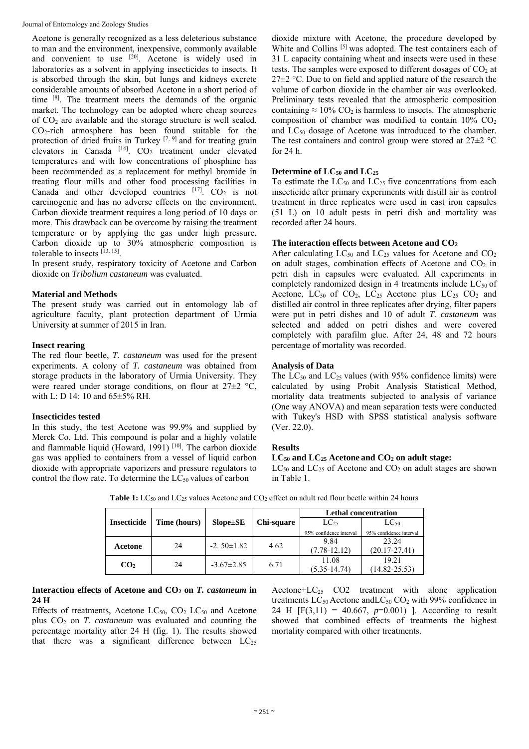Acetone is generally recognized as a less deleterious substance to man and the environment, inexpensive, commonly available and convenient to use [20]. Acetone is widely used in laboratories as a solvent in applying insecticides to insects. It is absorbed through the skin, but lungs and kidneys excrete considerable amounts of absorbed Acetone in a short period of time [8]. The treatment meets the demands of the organic market. The technology can be adopted where cheap sources of $CO_2$ are available and the storage structure is well sealed. $CO_2$-rich atmosphere has been found suitable for the protection of dried fruits in Turkey [7, 9] and for treating grain elevators in Canada [14]. $CO_2$ treatment under elevated temperatures and with low concentrations of phosphine has been recommended as a replacement for methyl bromide in treating flour mills and other food processing facilities in Canada and other developed countries [17]. $CO_2$ is not carcinogenic and has no adverse effects on the environment. Carbon dioxide treatment requires a long period of 10 days or more. This drawback can be overcome by raising the treatment temperature or by applying the gas under high pressure. Carbon dioxide up to 30% atmospheric composition is tolerable to insects [13, 15].

In present study, respiratory toxicity of Acetone and Carbon dioxide on *Tribolium castaneum* was evaluated.

## Material and Methods

The present study was carried out in entomology lab of agriculture faculty, plant protection department of Urmia University at summer of 2015 in Iran.

### Insect rearing

The red flour beetle, *T. castaneum* was used for the present experiments. A colony of *T. castaneum* was obtained from storage products in the laboratory of Urmia University. They were reared under storage conditions, on flour at 27±2 °C, with L: D 14: 10 and 65±5% RH.

### Insecticides tested

In this study, the test Acetone was 99.9% and supplied by Merck Co. Ltd. This compound is polar and a highly volatile and flammable liquid (Howard, 1991) [10]. The carbon dioxide gas was applied to containers from a vessel of liquid carbon dioxide with appropriate vaporizers and pressure regulators to control the flow rate. To determine the $LC_{50}$ values of carbon dioxide mixture with Acetone, the procedure developed by White and Collins [5] was adopted. The test containers each of 31 L capacity containing wheat and insects were used in these tests. The samples were exposed to different dosages of $CO_2$ at 27±2 °C. Due to on field and applied nature of the research the volume of carbon dioxide in the chamber air was overlooked. Preliminary tests revealed that the atmospheric composition containing ≈ 10% $CO_2$ is harmless to insects. The atmospheric composition of chamber was modified to contain 10% $CO_2$ and $LC_{50}$ dosage of Acetone was introduced to the chamber. The test containers and control group were stored at 27±2 °C for 24 h.

### Determine of $LC_{50}$ and $LC_{25}$

To estimate the $LC_{50}$ and $LC_{25}$ five concentrations from each insecticide after primary experiments with distill air as control treatment in three replicates were used in cast iron capsules (51 L) on 10 adult pests in petri dish and mortality was recorded after 24 hours.

### The interaction effects between Acetone and $CO_2$

After calculating $LC_{50}$ and $LC_{25}$ values for Acetone and $CO_2$ on adult stages, combination effects of Acetone and $CO_2$ in petri dish in capsules were evaluated. All experiments in completely randomized design in 4 treatments include $LC_{50}$ of Acetone, $LC_{50}$ of $CO_2$, $LC_{25}$ Acetone plus $LC_{25}$ $CO_2$ and distilled air control in three replicates after drying, filter papers were put in petri dishes and 10 of adult *T. castaneum* was selected and added on petri dishes and were covered completely with parafilm glue. After 24, 48 and 72 hours percentage of mortality was recorded.

### Analysis of Data

The $LC_{50}$ and $LC_{25}$ values (with 95% confidence limits) were calculated by using Probit Analysis Statistical Method, mortality data treatments subjected to analysis of variance (One way ANOVA) and mean separation tests were conducted with Tukey's HSD with SPSS statistical analysis software (Ver. 22.0).

## Results

### $LC_{50}$ and $LC_{25}$ Acetone and $CO_2$ on adult stage:

$LC_{50}$ and $LC_{25}$ of Acetone and $CO_2$ on adult stages are shown in Table 1.

**Table 1:** $LC_{50}$ and $LC_{25}$ values Acetone and $CO_2$ effect on adult red flour beetle within 24 hours

| Insecticide | Time (hours) | Slope±SE | Chi-square | Lethal concentration | |
|---|---|---|---|---|---|
| | | | | $LC_{25}$ | $LC_{50}$ |
| | | | | 95% confidence interval | 95% confidence interval |
| Acetone | 24 | -2. 50±1.82 | 4.62 | 9.84 (7.78-12.12) | 23.24 (20.17-27.41) |
| $CO_2$ | 24 | -3.67±2.85 | 6.71 | 11.08 (5.35-14.74) | 19.21 (14.82-25.53) |

### Interaction effects of Acetone and $CO_2$ on *T. castaneum* in 24 H

Effects of treatments, Acetone $LC_{50}$, $CO_2$ $LC_{50}$ and Acetone plus $CO_2$ on *T. castaneum* was evaluated and counting the percentage mortality after 24 H (fig. 1). The results showed that there was a significant difference between $LC_{25}$ Acetone+$LC_{25}$ CO2 treatment with alone application treatments $LC_{50}$ Acetone and$LC_{50}$ $CO_2$ with 99% confidence in 24 H [$F(3,11) = 40.667$, $p$=0.001) ]. According to result showed that combined effects of treatments the highest mortality compared with other treatments.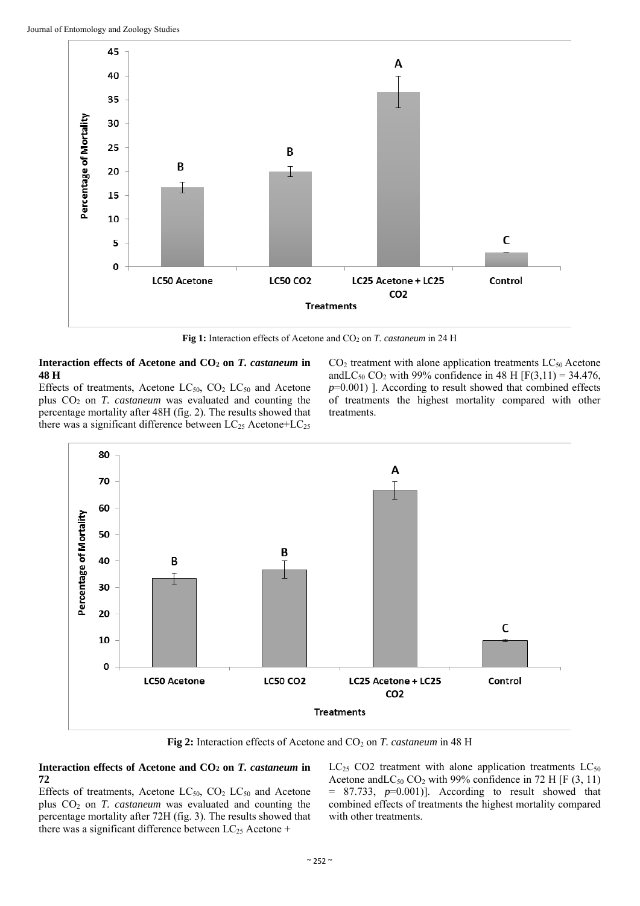Fig 1: Interaction effects of Acetone and $CO_2$ on *T. castaneum* in 24 H

**Interaction effects of Acetone and $CO_2$ on *T. castaneum* in 48 H**

Effects of treatments, Acetone $LC_{50}$, $CO_2$ $LC_{50}$ and Acetone plus $CO_2$ on *T. castaneum* was evaluated and counting the percentage mortality after 48H (fig. 2). The results showed that there was a significant difference between $LC_{25}$ Acetone+$LC_{25}$ $CO_2$ treatment with alone application treatments $LC_{50}$ Acetone and$LC_{50}$ $CO_2$ with 99% confidence in 48 H [$F(3,11) = 34.476$, $p$=0.001) ]. According to result showed that combined effects of treatments the highest mortality compared with other treatments.

Fig 2: Interaction effects of Acetone and $CO_2$ on *T. castaneum* in 48 H

**Interaction effects of Acetone and $CO_2$ on *T. castaneum* in 72**

Effects of treatments, Acetone $LC_{50}$, $CO_2$ $LC_{50}$ and Acetone plus $CO_2$ on *T. castaneum* was evaluated and counting the percentage mortality after 72H (fig. 3). The results showed that there was a significant difference between $LC_{25}$ Acetone + $LC_{25}$ CO2 treatment with alone application treatments $LC_{50}$ Acetone and$LC_{50}$ $CO_2$ with 99% confidence in 72 H [$F(3, 11) = 87.733$, $p$=0.001)]. According to result showed that combined effects of treatments the highest mortality compared with other treatments.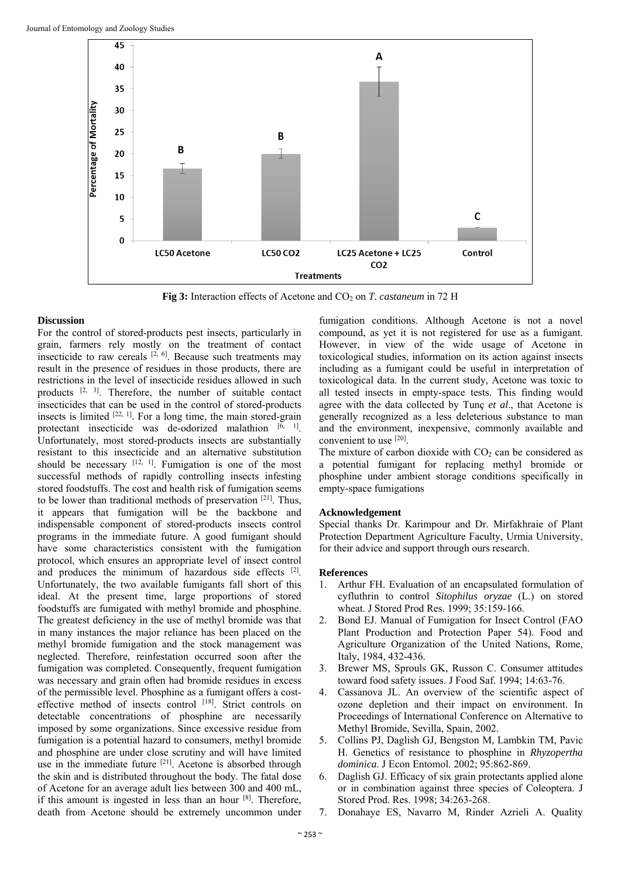**Fig 3:** Interaction effects of Acetone and $CO_2$ on *T. castaneum* in 72 H

## Discussion

For the control of stored-products pest insects, particularly in grain, farmers rely mostly on the treatment of contact insecticide to raw cereals [2, 6]. Because such treatments may result in the presence of residues in those products, there are restrictions in the level of insecticide residues allowed in such products [2, 3]. Therefore, the number of suitable contact insecticides that can be used in the control of stored-products insects is limited [22, 1]. For a long time, the main stored-grain protectant insecticide was de-odorized malathion [6, 1]. Unfortunately, most stored-products insects are substantially resistant to this insecticide and an alternative substitution should be necessary [12, 1]. Fumigation is one of the most successful methods of rapidly controlling insects infesting stored foodstuffs. The cost and health risk of fumigation seems to be lower than traditional methods of preservation [21]. Thus, it appears that fumigation will be the backbone and indispensable component of stored-products insects control programs in the immediate future. A good fumigant should have some characteristics consistent with the fumigation protocol, which ensures an appropriate level of insect control and produces the minimum of hazardous side effects [2]. Unfortunately, the two available fumigants fall short of this ideal. At the present time, large proportions of stored foodstuffs are fumigated with methyl bromide and phosphine. The greatest deficiency in the use of methyl bromide was that in many instances the major reliance has been placed on the methyl bromide fumigation and the stock management was neglected. Therefore, reinfestation occurred soon after the fumigation was completed. Consequently, frequent fumigation was necessary and grain often had bromide residues in excess of the permissible level. Phosphine as a fumigant offers a cost-effective method of insects control [18]. Strict controls on detectable concentrations of phosphine are necessarily imposed by some organizations. Since excessive residue from fumigation is a potential hazard to consumers, methyl bromide and phosphine are under close scrutiny and will have limited use in the immediate future [21]. Acetone is absorbed through the skin and is distributed throughout the body. The fatal dose of Acetone for an average adult lies between 300 and 400 mL, if this amount is ingested in less than an hour [8]. Therefore, death from Acetone should be extremely uncommon under fumigation conditions. Although Acetone is not a novel compound, as yet it is not registered for use as a fumigant. However, in view of the wide usage of Acetone in toxicological studies, information on its action against insects including as a fumigant could be useful in interpretation of toxicological data. In the current study, Acetone was toxic to all tested insects in empty-space tests. This finding would agree with the data collected by Tunç *et al*., that Acetone is generally recognized as a less deleterious substance to man and the environment, inexpensive, commonly available and convenient to use [20].

The mixture of carbon dioxide with $CO_2$ can be considered as a potential fumigant for replacing methyl bromide or phosphine under ambient storage conditions specifically in empty-space fumigations

## Acknowledgement

Special thanks Dr. Karimpour and Dr. Mirfakhraie of Plant Protection Department Agriculture Faculty, Urmia University, for their advice and support through ours research.

## References

1. Arthur FH. Evaluation of an encapsulated formulation of cyfluthrin to control *Sitophilus oryzae* (L.) on stored wheat. J Stored Prod Res. 1999; 35:159-166.
2. Bond EJ. Manual of Fumigation for Insect Control (FAO Plant Production and Protection Paper 54). Food and Agriculture Organization of the United Nations, Rome, Italy, 1984, 432-436.
3. Brewer MS, Sprouls GK, Russon C. Consumer attitudes toward food safety issues. J Food Saf. 1994; 14:63-76.
4. Cassanova JL. An overview of the scientific aspect of ozone depletion and their impact on environment. In Proceedings of International Conference on Alternative to Methyl Bromide, Sevilla, Spain, 2002.
5. Collins PJ, Daglish GJ, Bengston M, Lambkin TM, Pavic H. Genetics of resistance to phosphine in *Rhyzopertha dominica*. J Econ Entomol. 2002; 95:862-869.
6. Daglish GJ. Efficacy of six grain protectants applied alone or in combination against three species of Coleoptera. J Stored Prod. Res. 1998; 34:263-268.
7. Donahaye ES, Navarro M, Rinder Azrieli A. Quality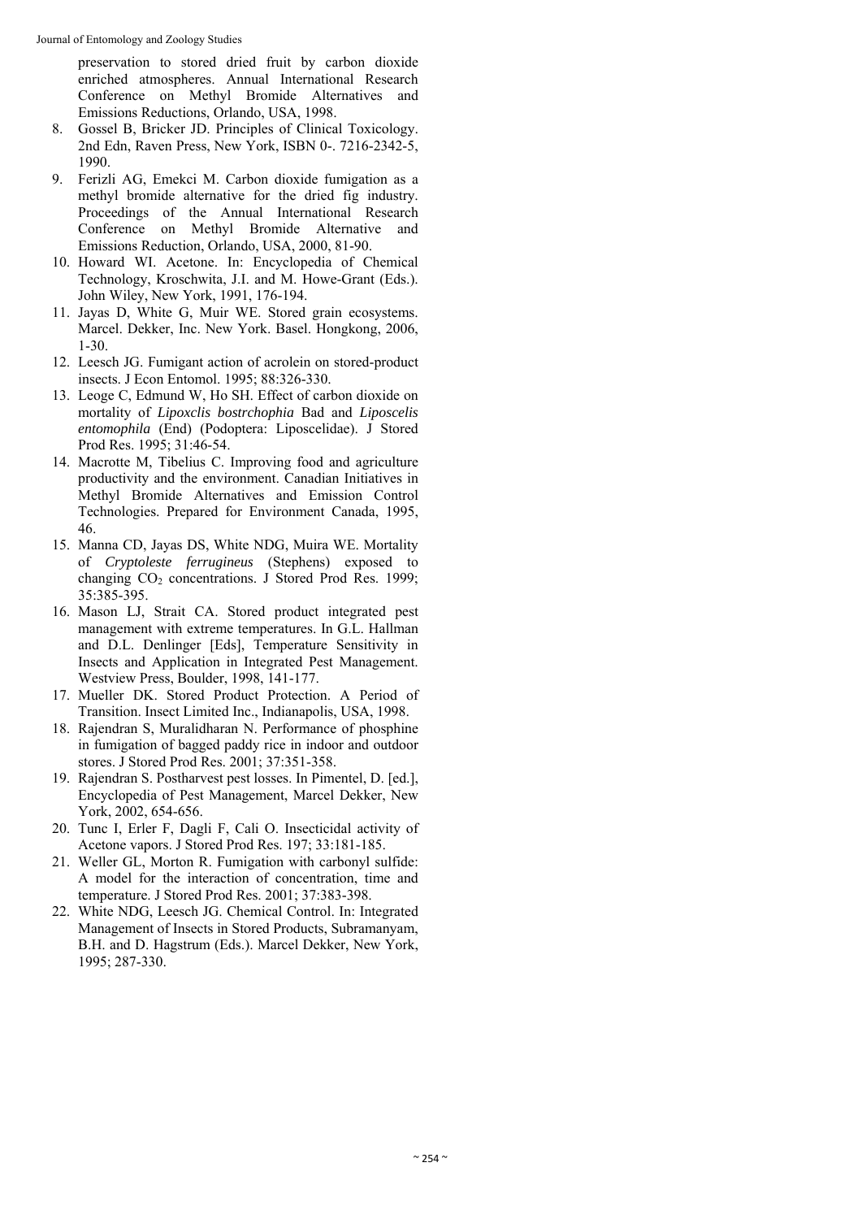preservation to stored dried fruit by carbon dioxide enriched atmospheres. Annual International Research Conference on Methyl Bromide Alternatives and Emissions Reductions, Orlando, USA, 1998.

8. Gossel B, Bricker JD. Principles of Clinical Toxicology. 2nd Edn, Raven Press, New York, ISBN 0-. 7216-2342-5, 1990.
9. Ferizli AG, Emekci M. Carbon dioxide fumigation as a methyl bromide alternative for the dried fig industry. Proceedings of the Annual International Research Conference on Methyl Bromide Alternative and Emissions Reduction, Orlando, USA, 2000, 81-90.
10. Howard WI. Acetone. In: Encyclopedia of Chemical Technology, Kroschwita, J.I. and M. Howe-Grant (Eds.). John Wiley, New York, 1991, 176-194.
11. Jayas D, White G, Muir WE. Stored grain ecosystems. Marcel. Dekker, Inc. New York. Basel. Hongkong, 2006, 1-30.
12. Leesch JG. Fumigant action of acrolein on stored-product insects. J Econ Entomol. 1995; 88:326-330.
13. Leoge C, Edmund W, Ho SH. Effect of carbon dioxide on mortality of *Lipoxclis bostrchophia* Bad and *Liposcelis entomophila* (End) (Podoptera: Liposcelidae). J Stored Prod Res. 1995; 31:46-54.
14. Macrotte M, Tibelius C. Improving food and agriculture productivity and the environment. Canadian Initiatives in Methyl Bromide Alternatives and Emission Control Technologies. Prepared for Environment Canada, 1995, 46.
15. Manna CD, Jayas DS, White NDG, Muira WE. Mortality of *Cryptoleste ferrugineus* (Stephens) exposed to changing $CO_2$ concentrations. J Stored Prod Res. 1999; 35:385-395.
16. Mason LJ, Strait CA. Stored product integrated pest management with extreme temperatures. In G.L. Hallman and D.L. Denlinger [Eds], Temperature Sensitivity in Insects and Application in Integrated Pest Management. Westview Press, Boulder, 1998, 141-177.
17. Mueller DK. Stored Product Protection. A Period of Transition. Insect Limited Inc., Indianapolis, USA, 1998.
18. Rajendran S, Muralidharan N. Performance of phosphine in fumigation of bagged paddy rice in indoor and outdoor stores. J Stored Prod Res. 2001; 37:351-358.
19. Rajendran S. Postharvest pest losses. In Pimentel, D. [ed.], Encyclopedia of Pest Management, Marcel Dekker, New York, 2002, 654-656.
20. Tunc I, Erler F, Dagli F, Cali O. Insecticidal activity of Acetone vapors. J Stored Prod Res. 197; 33:181-185.
21. Weller GL, Morton R. Fumigation with carbonyl sulfide: A model for the interaction of concentration, time and temperature. J Stored Prod Res. 2001; 37:383-398.
22. White NDG, Leesch JG. Chemical Control. In: Integrated Management of Insects in Stored Products, Subramanyam, B.H. and D. Hagstrum (Eds.). Marcel Dekker, New York, 1995; 287-330.